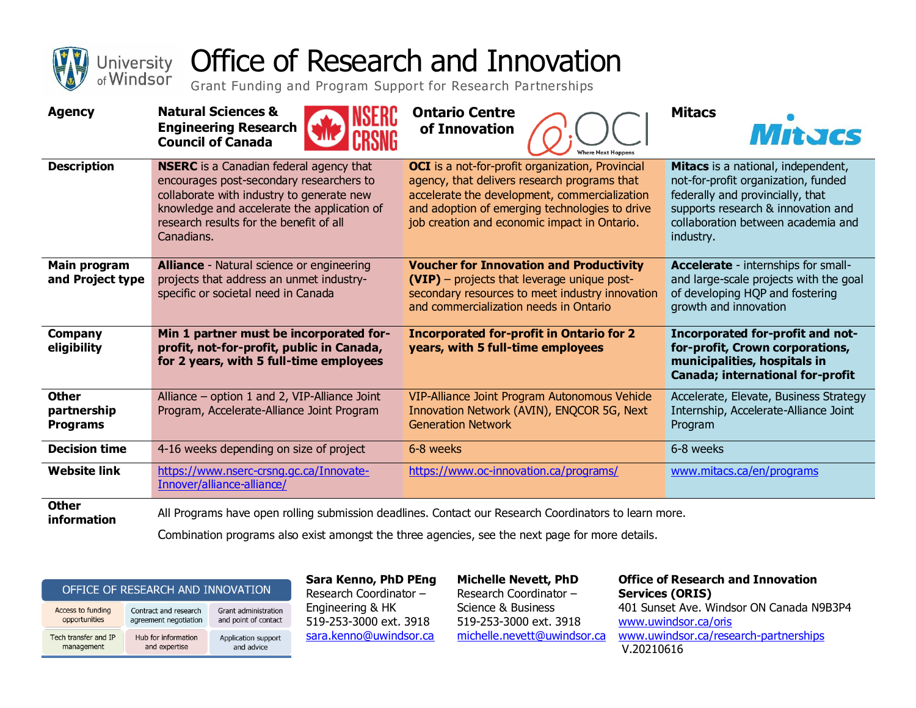# Office of Research and Innovation

Grant Funding and Program Support for Research Partnerships

| Agency | Natural Sciences & Engineering Research Council of Canada | Ontario Centre of Innovation | Mitacs |
|---|---|---|---|
| Description | **NSERC** is a Canadian federal agency that encourages post-secondary researchers to collaborate with industry to generate new knowledge and accelerate the application of research results for the benefit of all Canadians. | **OCI** is a not-for-profit organization, Provincial agency, that delivers research programs that accelerate the development, commercialization and adoption of emerging technologies to drive job creation and economic impact in Ontario. | **Mitacs** is a national, independent, not-for-profit organization, funded federally and provincially, that supports research & innovation and collaboration between academia and industry. |
| Main program and Project type | **Alliance** - Natural science or engineering projects that address an unmet industry-specific or societal need in Canada | **Voucher for Innovation and Productivity (VIP)** – projects that leverage unique post-secondary resources to meet industry innovation and commercialization needs in Ontario | **Accelerate** - internships for small- and large-scale projects with the goal of developing HQP and fostering growth and innovation |
| Company eligibility | **Min 1 partner must be incorporated for-profit, not-for-profit, public in Canada, for 2 years, with 5 full-time employees** | **Incorporated for-profit in Ontario for 2 years, with 5 full-time employees** | **Incorporated for-profit and not-for-profit, Crown corporations, municipalities, hospitals in Canada; international for-profit** |
| Other partnership Programs | Alliance – option 1 and 2, VIP-Alliance Joint Program, Accelerate-Alliance Joint Program | VIP-Alliance Joint Program Autonomous Vehicle Innovation Network (AVIN), ENQCOR 5G, Next Generation Network | Accelerate, Elevate, Business Strategy Internship, Accelerate-Alliance Joint Program |
| Decision time | 4-16 weeks depending on size of project | 6-8 weeks | 6-8 weeks |
| Website link | https://www.nserc-crsng.gc.ca/Innovate-Innover/alliance-alliance/ | https://www.oc-innovation.ca/programs/ | www.mitacs.ca/en/programs |

**Other information**

All Programs have open rolling submission deadlines. Contact our Research Coordinators to learn more.

Combination programs also exist amongst the three agencies, see the next page for more details.

**OFFICE OF RESEARCH AND INNOVATION**

| Access to funding opportunities | Contract and research agreement negotiation | Grant administration and point of contact |
|---|---|---|
| Tech transfer and IP management | Hub for information and expertise | Application support and advice |

**Sara Kenno, PhD PEng**
Research Coordinator – Engineering & HK
519-253-3000 ext. 3918
sara.kenno@uwindsor.ca

**Michelle Nevett, PhD**
Research Coordinator – Science & Business
519-253-3000 ext. 3918
michelle.nevett@uwindsor.ca

**Office of Research and Innovation Services (ORIS)**
401 Sunset Ave. Windsor ON Canada N9B3P4
www.uwindsor.ca/oris
www.uwindsor.ca/research-partnerships
V.20210616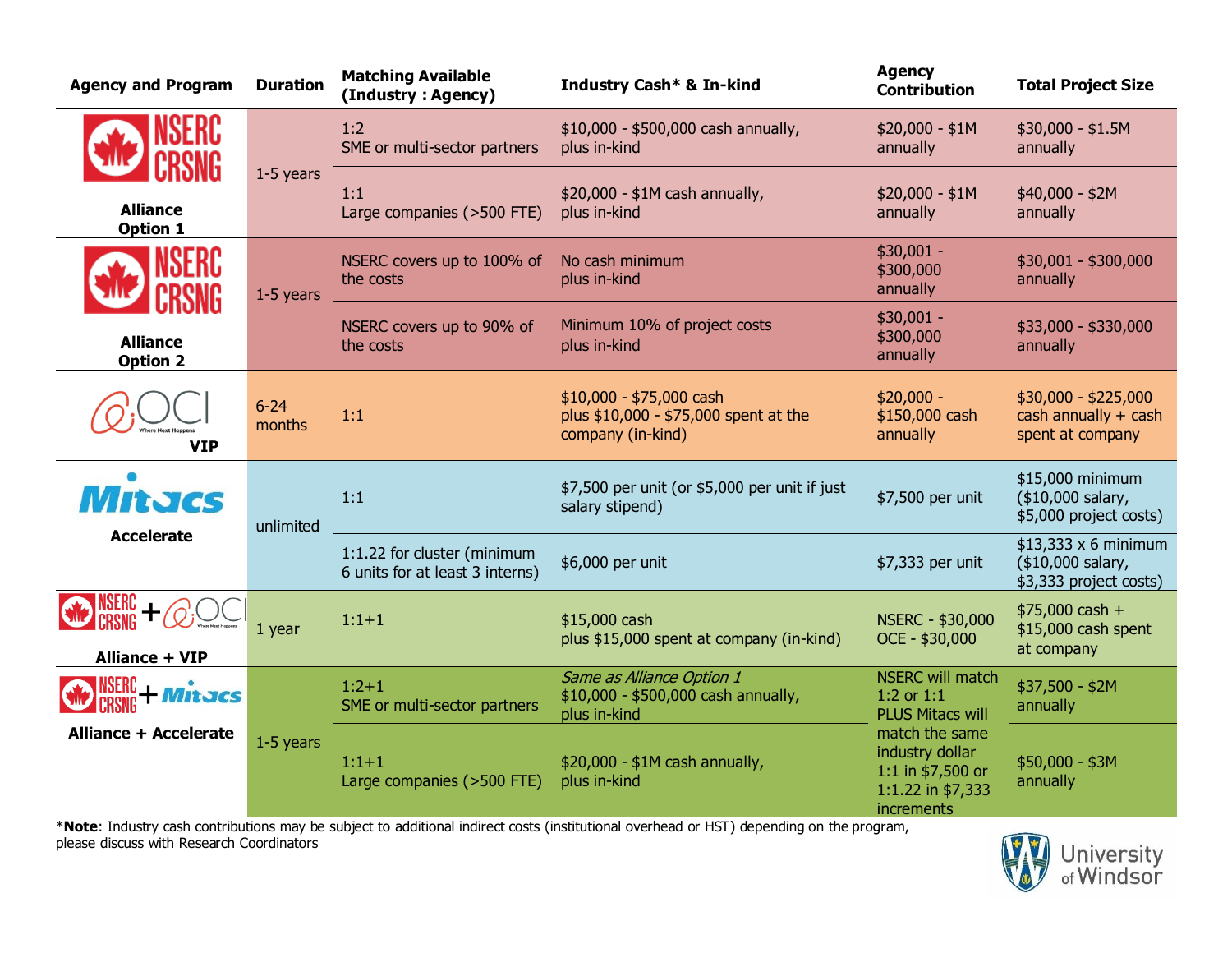| Agency and Program | Duration | Matching Available (Industry : Agency) | Industry Cash* & In-kind | Agency Contribution | Total Project Size |
|---|---|---|---|---|---|
| NSERC CRSNG **Alliance Option 1** | 1-5 years | 1:2 SME or multi-sector partners | $10,000 - $500,000 cash annually, plus in-kind | $20,000 - $1M annually | $30,000 - $1.5M annually |
| | | 1:1 Large companies (>500 FTE) | $20,000 - $1M cash annually, plus in-kind | $20,000 - $1M annually | $40,000 - $2M annually |
| NSERC CRSNG **Alliance Option 2** | 1-5 years | NSERC covers up to 100% of the costs | No cash minimum plus in-kind | $30,001 - $300,000 annually | $30,001 - $300,000 annually |
| | | NSERC covers up to 90% of the costs | Minimum 10% of project costs plus in-kind | $30,001 - $300,000 annually | $33,000 - $330,000 annually |
| OCI Where Next Happens **VIP** | 6-24 months | 1:1 | $10,000 - $75,000 cash plus $10,000 - $75,000 spent at the company (in-kind) | $20,000 - $150,000 cash annually | $30,000 - $225,000 cash annually + cash spent at company |
| Mitacs **Accelerate** | unlimited | 1:1 | $7,500 per unit (or $5,000 per unit if just salary stipend) | $7,500 per unit | $15,000 minimum ($10,000 salary, $5,000 project costs) |
| | | 1:1.22 for cluster (minimum 6 units for at least 3 interns) | $6,000 per unit | $7,333 per unit | $13,333 x 6 minimum ($10,000 salary, $3,333 project costs) |
| NSERC CRSNG + OCI **Alliance + VIP** | 1 year | 1:1+1 | $15,000 cash plus $15,000 spent at company (in-kind) | NSERC - $30,000 OCE - $30,000 | $75,000 cash + $15,000 cash spent at company |
| NSERC CRSNG + Mitacs **Alliance + Accelerate** | 1-5 years | 1:2+1 SME or multi-sector partners | *Same as Alliance Option 1* $10,000 - $500,000 cash annually, plus in-kind | NSERC will match 1:2 or 1:1 PLUS Mitacs will match the same industry dollar 1:1 in $7,500 or 1:1.22 in $7,333 increments | $37,500 - $2M annually |
| | | 1:1+1 Large companies (>500 FTE) | $20,000 - $1M cash annually, plus in-kind | | $50,000 - $3M annually |

*__Note__: Industry cash contributions may be subject to additional indirect costs (institutional overhead or HST) depending on the program, please discuss with Research Coordinators

University of Windsor